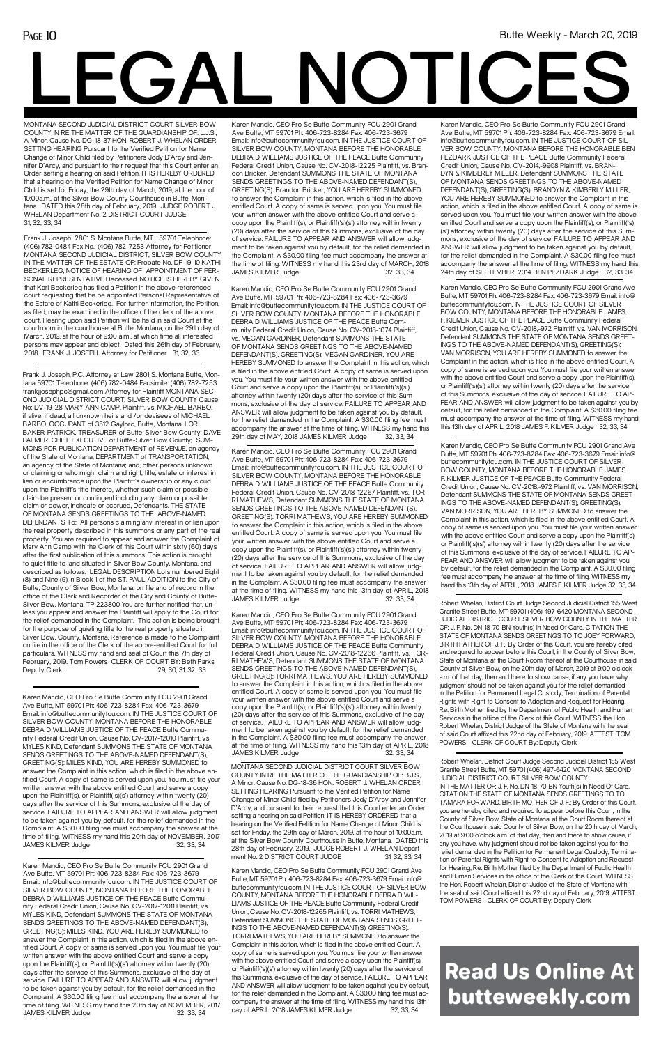# LEGAL NOTICES

MONTANA SECOND JUDICIAL DISTRICT COURT SILVER BOW COUNTY IN RE THE MATTER OF THE GUARDIANSHIP OF: L.J.S., A Minor. Cause No. DG-18-37 HON. ROBERT J. WHELAN ORDER SETTING HEARING Pursuant to the Verified Petition for Name Change of Minor Child filed by Petitioners Jody D'Arcy and Jennifer D'Arcy, and pursuant to their request that this Court enter an Order setting a hearing on said Petition, IT IS HEREBY ORDERED that a hearing on the Verified Petition for Name Change of Minor Child is set for Friday, the 29th day of March, 2019, at the hour of 10:00a.m., at the Silver Bow County Courthouse in Butte, Montana. DATED this 28th day of February, 2019. JUDGE ROBERT J. WHELAN Department No. 2 DISTRICT COURT JUDGE 31, 32, 33, 34

---

Frank J. Joseph 2801 S. Montana Butte, MT 59701 Telephone: (406) 782-0484 Fax No.: (406) 782-7253 Attorney for Petitioner MONTANA SECOND JUDICIAL DISTRICT, SILVER BOW COUNTY IN THE MATTER OF THE ESTATE OF: Probate No. DP-19-10 KATHI BECKERLEG, NOTICE OF HEARING OF APPOINTMENT OF PERSONAL REPRESENTATIVE Deceased. NOTICE IS HEREBY GIVEN that Karl Beckerleg has filed a Petition in the above referenced court requesting that he be appointed Personal Representative of the Estate of Kathi Beckerleg. For further information, the Petition, as filed, may be examined in the office of the clerk of the above court. Hearing upon said Petition will be held in said Court at the courtroom in the courthouse at Butte, Montana, on the 29th day of March, 2019 at the hour of 9:00 a.m., at which time all interested persons may appear and object. Dated this 26th day of February, 2018. FRANK J. JOSEPH Attorney for Petitioner 31, 32, 33

---

Frank J. Joseph, P.C. Attorney at Law 2801 S. Montana Butte, Montana 59701 Telephone: (406) 782-0484 Facsimile: (406) 782-7253 frankjjosephpc@gmail.com Attorney for Plaintiff MONTANA SECOND JUDICIAL DISTRICT COURT, SILVER BOW COUNTY Cause No: DV-18-28 MARY ANN CAMP, Plaintiff, vs. MICHAEL BARBO, if alive, if dead, all unknown heirs and /or devisees of MICHAEL BARBO, OCCUPANT of 3512 Gaylord, Butte, Montana, LORI BAKER-PATRICK, TREASURER of Butte-Silver Bow County; DAVE PALMER, CHIEF EXECUTIVE of Butte-Silver Bow County; SUMMONS FOR PUBLICATION DEPARTMENT of REVENUE, an agency of the State of Montana; DEPARTMENT of TRANSPORTATION, an agency of the State of Montana; and, other persons unknown or claiming or who might claim and right, title, estate or interest in lien or encumbrance upon the Plaintiff's ownership or any cloud upon the Plaintiff's title thereto, whether such claim or possible claim be present or contingent including any claim or possible claim or dower, inchoate or accrued, Defendants. THE STATE OF MONTANA SENDS GREETINGS TO THE ABOVE-NAMED DEFENDANTS To: All persons claiming any interest in or lien upon the real property described in this summons or any part of the real property. You are required to appear and answer the Complaint of Mary Ann Camp with the Clerk of this Court within sixty (60) days after the first publication of this summons. This action is brought to quiet title to land situated in Silver Bow County, Montana, and described as follows: LEGAL DESCRIPTION Lots numbered Eight (8) and Nine (9) in Block 1 of the ST. PAUL ADDITION to the City of Butte, County of Silver Bow, Montana, on file and of record in the office of the Clerk and Recorder of the City and County of Butte-Silver Bow, Montana. TP 223800 You are further notified that, unless you appear and answer the Plaintiff will apply to the Court for the relief demanded in the Complaint. This action is being brought for the purpose of quieting title to the real property situated in Silver Bow, County, Montana. Reference is made to the Complaint on file in the office of the Clerk of the above-entitled Court for full particulars. WITNESS my hand and seal of Court this 7th day of February, 2019. Tom Powers CLERK OF COURT BY: Beth Parks Deputy Clerk 29, 30, 31, 32, 33

---

Karen Mandic, CEO Pro Se Butte Community FCU 2901 Grand Ave Butte, MT 59701 Ph: 406-723-8284 Fax: 406-723-3679 Email: info@buttecommunityfcu.com. IN THE JUSTICE COURT OF SILVER BOW COUNTY, MONTANA BEFORE THE HONORABLE DEBRA D WILLIAMS JUSTICE OF THE PEACE Butte Community Federal Credit Union, Cause No. CV-2017-12010 Plaintiff, vs. MYLES KIND, Defendant SUMMONS THE STATE OF MONTANA SENDS GREETINGS TO THE ABOVE-NAMED DEFENDANT(S), GREETING(S): MILES KIND, YOU ARE HEREBY SUMMONED to answer the Complaint in this action, which is filed in the above entitled Court. A copy of same is served upon you. You must file your written answer with the above entitled Court and serve a copy upon the Plaintiff(s), or Plaintiff('s)(s') attorney within twenty (20) days after the service of this Summons, exclusive of the day of service. FAILURE TO APPEAR AND ANSWER will allow judgment to be taken against you by default, for the relief demanded in the Complaint. A $30.00 filing fee must accompany the answer at the time of filing. WITNESS my hand this 20th day of NOVEMBER, 2017 JAMES KILMER Judge 32, 33, 34

---

Karen Mandic, CEO Pro Se Butte Community FCU 2901 Grand Ave Butte, MT 59701 Ph: 406-723-8284 Fax: 406-723-3679 Email: info@buttecommunityfcu.com. IN THE JUSTICE COURT OF SILVER BOW COUNTY, MONTANA BEFORE THE HONORABLE DEBRA D WILLIAMS JUSTICE OF THE PEACE Butte Community Federal Credit Union, Cause No. CV-2017-12011 Plaintiff, vs. MYLES KIND, Defendant SUMMONS THE STATE OF MONTANA SENDS GREETINGS TO THE ABOVE-NAMED DEFENDANT(S), GREETING(S): MILES KIND, YOU ARE HEREBY SUMMONED to answer the Complaint in this action, which is filed in the above entitled Court. A copy of same is served upon you. You must file your written answer with the above entitled Court and serve a copy upon the Plaintiff(s), or Plaintiff('s)(s') attorney within twenty (20) days after the service of this Summons, exclusive of the day of service. FAILURE TO APPEAR AND ANSWER will allow judgment to be taken against you by default, for the relief demanded in the Complaint. A $30.00 filing fee must accompany the answer at the time of filing. WITNESS my hand this 20th day of NOVEMBER, 2017 JAMES KILMER Judge 32, 33, 34

---

Karen Mandic, CEO Pro Se Butte Community FCU 2901 Grand Ave Butte, MT 59701 Ph: 406-723-8284 Fax: 406-723-3679 Email: info@buttecommunityfcu.com. IN THE JUSTICE COURT OF SILVER BOW COUNTY, MONTANA BEFORE THE HONORABLE DEBRA D WILLIAMS JUSTICE OF THE PEACE Butte Community Federal Credit Union, Cause No. CV-2018-12225 Plaintiff, vs. Brandon Bricker, Defendant SUMMONS THE STATE OF MONTANA SENDS GREETINGS TO THE ABOVE-NAMED DEFENDANT(S), GREETING(S): Brandon Bricker, YOU ARE HEREBY SUMMONED to answer the Complaint in this action, which is filed in the above entitled Court. A copy of same is served upon you. You must file your written answer with the above entitled Court and serve a copy upon the Plaintiff(s), or Plaintiff('s)(s') attorney within twenty (20) days after the service of this Summons, exclusive of the day of service. FAILURE TO APPEAR AND ANSWER will allow judgment to be taken against you by default, for the relief demanded in the Complaint. A $30.00 filing fee must accompany the answer at the time of filing. WITNESS my hand this 23rd day of MARCH, 2018 JAMES KILMER Judge 32, 33, 34

---

Karen Mandic, CEO Pro Se Butte Community FCU 2901 Grand Ave Butte, MT 59701 Ph: 406-723-8284 Fax: 406-723-3679 Email: info@buttecommunityfcu.com. IN THE JUSTICE COURT OF SILVER BOW COUNTY, MONTANA BEFORE THE HONORABLE DEBRA D WILLIAMS JUSTICE OF THE PEACE Butte Community Federal Credit Union, Cause No. CV-2018-1074 Plaintiff, vs. MEGAN GARDINER, Defendant SUMMONS THE STATE OF MONTANA SENDS GREETINGS TO THE ABOVE-NAMED DEFENDANT(S), GREETING(S): MEGAN GARDINER, YOU ARE HEREBY SUMMONED to answer the Complaint in this action, which is filed in the above entitled Court. A copy of same is served upon you. You must file your written answer with the above entitled Court and serve a copy upon the Plaintiff(s), or Plaintiff('s)(s') attorney within twenty (20) days after the service of this Summons, exclusive of the day of service. FAILURE TO APPEAR AND ANSWER will allow judgment to be taken against you by default, for the relief demanded in the Complaint. A $30.00 filing fee must accompany the answer at the time of filing. WITNESS my hand this 29th day of MAY, 2018 JAMES KILMER Judge 32, 33, 34

---

Karen Mandic, CEO Pro Se Butte Community FCU 2901 Grand Ave Butte, MT 59701 Ph: 406-723-8284 Fax: 406-723-3679 Email: info@buttecommunityfcu.com. IN THE JUSTICE COURT OF SILVER BOW COUNTY, MONTANA BEFORE THE HONORABLE DEBRA D WILLIAMS JUSTICE OF THE PEACE Butte Community Federal Credit Union, Cause No. CV-2018-12267 Plaintiff, vs. TORRI MATHEWS, Defendant SUMMONS THE STATE OF MONTANA SENDS GREETINGS TO THE ABOVE-NAMED DEFENDANT(S), GREETING(S): TORRI MATHEWS, YOU ARE HEREBY SUMMONED to answer the Complaint in this action, which is filed in the above entitled Court. A copy of same is served upon you. You must file your written answer with the above entitled Court and serve a copy upon the Plaintiff(s), or Plaintiff('s)(s') attorney within twenty (20) days after the service of this Summons, exclusive of the day of service. FAILURE TO APPEAR AND ANSWER will allow judgment to be taken against you by default, for the relief demanded in the Complaint. A $30.00 filing fee must accompany the answer at the time of filing. WITNESS my hand this 13th day of APRIL, 2018 JAMES KILMER Judge 32, 33, 34

---

Karen Mandic, CEO Pro Se Butte Community FCU 2901 Grand Ave Butte, MT 59701 Ph: 406-723-8284 Fax: 406-723-3679 Email: info@buttecommunityfcu.com. IN THE JUSTICE COURT OF SILVER BOW COUNTY, MONTANA BEFORE THE HONORABLE DEBRA D WILLIAMS JUSTICE OF THE PEACE Butte Community Federal Credit Union, Cause No. CV-2018-12266 Plaintiff, vs. TORRI MATHEWS, Defendant SUMMONS THE STATE OF MONTANA SENDS GREETINGS TO THE ABOVE-NAMED DEFENDANT(S), GREETING(S): TORRI MATHEWS, YOU ARE HEREBY SUMMONED to answer the Complaint in this action, which is filed in the above entitled Court. A copy of same is served upon you. You must file your written answer with the above entitled Court and serve a copy upon the Plaintiff(s), or Plaintiff('s)(s') attorney within twenty (20) days after the service of this Summons, exclusive of the day of service. FAILURE TO APPEAR AND ANSWER will allow judgment to be taken against you by default, for the relief demanded in the Complaint. A $30.00 filing fee must accompany the answer at the time of filing. WITNESS my hand this 13th day of APRIL, 2018 JAMES KILMER Judge 32, 33, 34

---

MONTANA SECOND JUDICIAL DISTRICT COURT SILVER BOW COUNTY IN RE THE MATTER OF THE GUARDIANSHIP OF: B.J.S., A Minor. Cause No. DG-18-36 HON. ROBERT J. WHELAN ORDER SETTING HEARING Pursuant to the Verified Petition for Name Change of Minor Child filed by Petitioners Jody D'Arcy and Jennifer D'Arcy, and pursuant to their request that this Court enter an Order setting a hearing on said Petition, IT IS HEREBY ORDERED that a hearing on the Verified Petition for Name Change of Minor Child is set for Friday, the 29th day of March, 2019, at the hour of 10:00a.m., at the Silver Bow County Courthouse in Butte, Montana. DATED this 28th day of February, 2019. JUDGE ROBERT J. WHELAN Department No. 2 DISTRICT COURT JUDGE 31, 32, 33, 34

---

Karen Mandic, CEO Pro Se Butte Community FCU 2901 Grand Ave Butte, MT 59701 Ph: 406-723-8284 Fax: 406-723-3679 Email: info@buttecommunityfcu.com. IN THE JUSTICE COURT OF SILVER BOW COUNTY, MONTANA BEFORE THE HONORABLE DEBRA D WILLIAMS JUSTICE OF THE PEACE Butte Community Federal Credit Union, Cause No. CV-2018-12265 Plaintiff, vs. TORRI MATHEWS, Defendant SUMMONS THE STATE OF MONTANA SENDS GREETINGS TO THE ABOVE-NAMED DEFENDANT(S), GREETING(S): TORRI MATHEWS, YOU ARE HEREBY SUMMONED to answer the Complaint in this action, which is filed in the above entitled Court. A copy of same is served upon you. You must file your written answer with the above entitled Court and serve a copy upon the Plaintiff(s), or Plaintiff('s)(s') attorney within twenty (20) days after the service of this Summons, exclusive of the day of service. FAILURE TO APPEAR AND ANSWER will allow judgment to be taken against you by default, for the relief demanded in the Complaint. A $30.00 filing fee must accompany the answer at the time of filing. WITNESS my hand this 13th day of APRIL, 2018 JAMES KILMER Judge 32, 33, 34

---

Karen Mandic, CEO Pro Se Butte Community FCU 2901 Grand Ave Butte, MT 59701 Ph: 406-723-8284 Fax: 406-723-3679 Email: info@buttecommunityfcu.com. IN THE JUSTICE COURT OF SILVER BOW COUNTY, MONTANA BEFORE THE HONORABLE BEN PEZDARK JUSTICE OF THE PEACE Butte Community Federal Credit Union, Cause No. CV-2014,-9908 Plaintiff, vs. BRANDYN & KIMBERLY MILLER, Defendant SUMMONS THE STATE OF MONTANA SENDS GREETINGS TO THE ABOVE-NAMED DEFENDANT(S), GREETING(S): BRANDYN & KIMBERLY MILLER,, YOU ARE HEREBY SUMMONED to answer the Complaint in this action, which is filed in the above entitled Court. A copy of same is served upon you. You must file your written answer with the above entitled Court and serve a copy upon the Plaintiff(s), or Plaintiff('s)(s') attorney within twenty (20) days after the service of this Summons, exclusive of the day of service. FAILURE TO APPEAR AND ANSWER will allow judgment to be taken against you by default, for the relief demanded in the Complaint. A $30.00 filing fee must accompany the answer at the time of filing. WITNESS my hand this 24th day of SEPTEMBER, 2014 BEN PEZDARK Judge 32, 33, 34

---

Karen Mandic, CEO Pro Se Butte Community FCU 2901 Grand Ave Butte, MT 59701 Ph: 406-723-8284 Fax: 406-723-3679 Email: info@buttecommunityfcu.com. IN THE JUSTICE COURT OF SILVER BOW COUNTY, MONTANA BEFORE THE HONORABLE JAMES F. KILMER JUSTICE OF THE PEACE Butte Community Federal Credit Union, Cause No. CV-2018,-972 Plaintiff, vs. VAN MORRISON, Defendant SUMMONS THE STATE OF MONTANA SENDS GREETINGS TO THE ABOVE-NAMED DEFENDANT(S), GREETING(S): VAN MORRISON, YOU ARE HEREBY SUMMONED to answer the Complaint in this action, which is filed in the above entitled Court. A copy of same is served upon you. You must file your written answer with the above entitled Court and serve a copy upon the Plaintiff(s), or Plaintiff('s)(s') attorney within twenty (20) days after the service of this Summons, exclusive of the day of service. FAILURE TO APPEAR AND ANSWER will allow judgment to be taken against you by default, for the relief demanded in the Complaint. A $30.00 filing fee must accompany the answer at the time of filing. WITNESS my hand this 13th day of APRIL, 2018 JAMES F. KILMER Judge 32, 33, 34

---

Karen Mandic, CEO Pro Se Butte Community FCU 2901 Grand Ave Butte, MT 59701 Ph: 406-723-8284 Fax: 406-723-3679 Email: info@buttecommunityfcu.com. IN THE JUSTICE COURT OF SILVER BOW COUNTY, MONTANA BEFORE THE HONORABLE JAMES F. KILMER JUSTICE OF THE PEACE Butte Community Federal Credit Union, Cause No. CV-2018,-972 Plaintiff, vs. VAN MORRISON, Defendant SUMMONS THE STATE OF MONTANA SENDS GREETINGS TO THE ABOVE-NAMED DEFENDANT(S), GREETING(S): VAN MORRISON, YOU ARE HEREBY SUMMONED to answer the Complaint in this action, which is filed in the above entitled Court. A copy of same is served upon you. You must file your written answer with the above entitled Court and serve a copy upon the Plaintiff(s), or Plaintiff('s)(s') attorney within twenty (20) days after the service of this Summons, exclusive of the day of service. FAILURE TO APPEAR AND ANSWER will allow judgment to be taken against you by default, for the relief demanded in the Complaint. A $30.00 filing fee must accompany the answer at the time of filing. WITNESS my hand this 13th day of APRIL, 2018 JAMES F. KILMER Judge 32, 33, 34

---

Robert Whelan, District Court Judge Second Judicial District 155 West Granite Street Butte, MT 59701 (406) 497-6420 MONTANA SECOND JUDICIAL DISTRICT COURT SILVER BOW COUNTY IN THE MATTER OF: J. F. No. DN-18-70-BN Youth(s) In Need Of Care. CITATION THE STATE OF MONTANA SENDS GREETINGS TO TO JOEY FORWARD, BIRTH FATHER OF J. F.: By Order of this Court, you are hereby cited and required to appear before this Court, in the County of Silver Bow, State of Montana, at the Court Room thereof at the Courthouse in said County of Silver Bow, on the 20th day of March, 2019 at 9:00 o'clock a.m. of that day, then and there to show cause, if any you have, why judgment should not be taken against you for the relief demanded in the Petition for Permanent Legal Custody, Termination of Parental Rights with Right to Consent to Adoption and Request for Hearing, Re: Birth Mother filed by the Department of Public Health and Human Services in the office of the Clerk of this Court. WITNESS the Hon. Robert Whelan, District Judge of the State of Montana with the seal of said Court affixed this 22nd day of February, 2019. ATTEST: TOM POWERS - CLERK OF COURT By: Deputy Clerk

---

Robert Whelan, District Court Judge Second Judicial District 155 West Granite Street Butte, MT 59701 (406) 497-6420 MONTANA SECOND JUDICIAL DISTRICT COURT SILVER BOW COUNTY IN THE MATTER OF: J. F. No. DN-18-70-BN Youth(s) In Need Of Care. CITATION THE STATE OF MONTANA SENDS GREETINGS TO TAMARA FORWARD, BIRTH MOTHER OF J. F.: By Order of this Court, you are hereby cited and required to appear before this Court, in the County of Silver Bow, State of Montana, at the Court Room thereof at the Courthouse in said County of Silver Bow, on the 20th day of March, 2019 at 9:00 o'clock a.m. of that day, then and there to show cause, if any you have, why judgment should not be taken against you for the relief demanded in the Petition for Permanent Legal Custody, Termination of Parental Rights with Right to Consent to Adoption and Request for Hearing, Re: Birth Mother filed by the Department of Public Health and Human Services in the office of the Clerk of this Court. WITNESS the Hon. Robert Whelan, District Judge of the State of Montana with the seal of said Court affixed this 22nd day of February, 2019. ATTEST: TOM POWERS - CLERK OF COURT By: Deputy Clerk

---

**Read Us Online At butteweekly.com**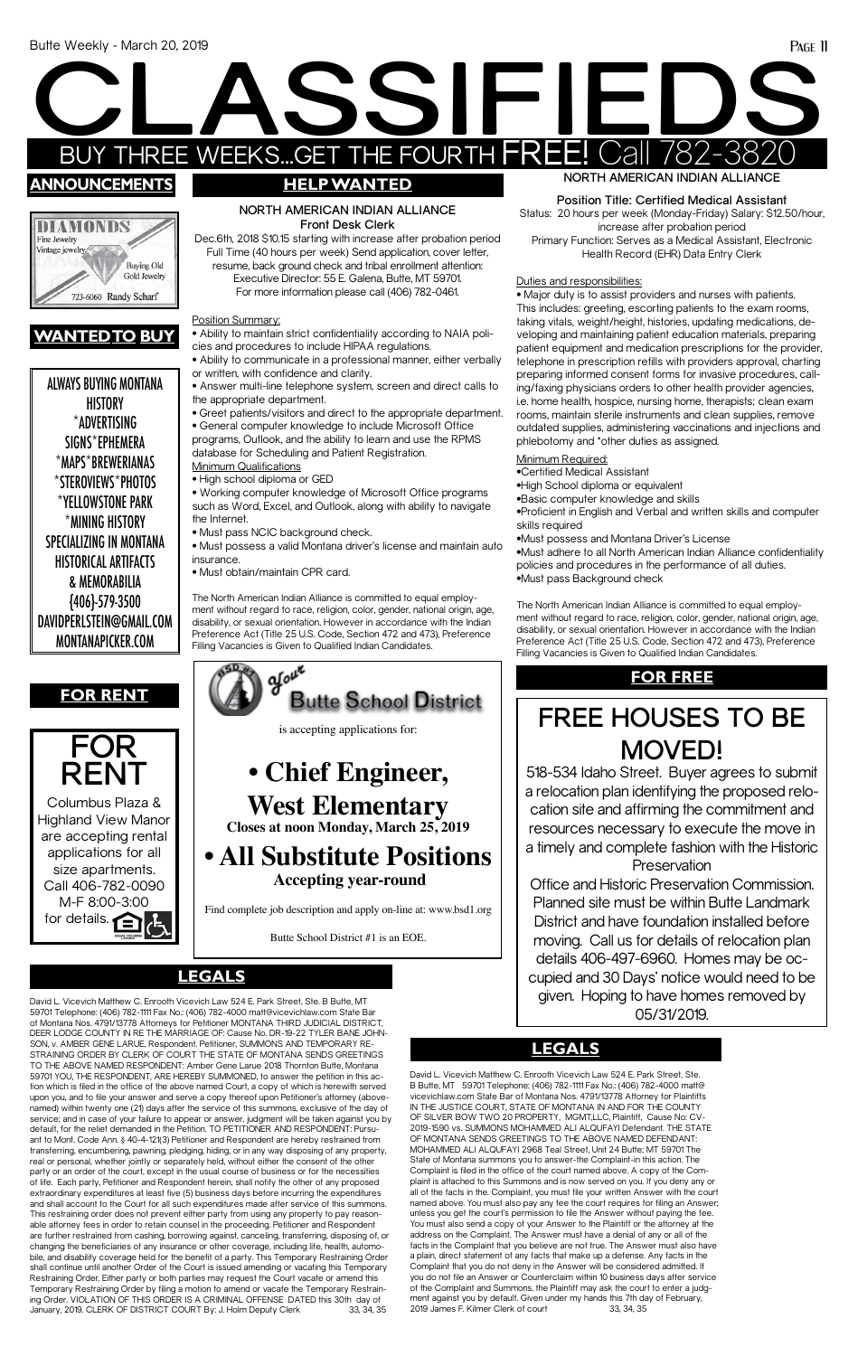# CLASSIFIEDS

BUY THREE WEEKS...GET THE FOURTH FREE! Call 782-3820

## ANNOUNCEMENTS

DIAMONDS
Fine Jewelry
Vintage Jewelry
Buying Old Gold Jewelry
723-6060 Randy Scharf

## WANTED TO BUY

ALWAYS BUYING MONTANA HISTORY
*ADVERTISING SIGNS*EPHEMERA
*MAPS*BREWERIANAS
*STEREOVIEWS*PHOTOS
*YELLOWSTONE PARK
*MINING HISTORY
SPECIALIZING IN MONTANA HISTORICAL ARTIFACTS & MEMORABILIA
(406)-579-3500
DAVIDPERLSTEIN@GMAIL.COM
MONTANAPICKER.COM

## FOR RENT

FOR RENT

Columbus Plaza & Highland View Manor are accepting rental applications for all size apartments. Call 406-782-0090 M-F 8:00-3:00 for details.

## HELP WANTED

**NORTH AMERICAN INDIAN ALLIANCE**
**Front Desk Clerk**

Dec.6th, 2018 $10.15 starting with increase after probation period Full Time (40 hours per week) Send application, cover letter, resume, back ground check and tribal enrollment attention: Executive Director: 55 E. Galena, Butte, MT 59701. For more information please call (406) 782-0461.

Position Summary:

- Ability to maintain strict confidentiality according to NAIA policies and procedures to include HIPAA regulations.
- Ability to communicate in a professional manner, either verbally or written, with confidence and clarity.
- Answer multi-line telephone system, screen and direct calls to the appropriate department.
- Greet patients/visitors and direct to the appropriate department.
- General computer knowledge to include Microsoft Office programs, Outlook, and the ability to learn and use the RPMS database for Scheduling and Patient Registration.

Minimum Qualifications

- High school diploma or GED
- Working computer knowledge of Microsoft Office programs such as Word, Excel, and Outlook, along with ability to navigate the Internet.
- Must pass NCIC background check.
- Must possess a valid Montana driver's license and maintain auto insurance.
- Must obtain/maintain CPR card.

The North American Indian Alliance is committed to equal employment without regard to race, religion, color, gender, national origin, age, disability, or sexual orientation. However in accordance with the Indian Preference Act (Title 25 U.S. Code, Section 472 and 473), Preference Filling Vacancies is Given to Qualified Indian Candidates.

Your Butte School District

is accepting applications for:

**• Chief Engineer, West Elementary**
**Closes at noon Monday, March 25, 2019**

**• All Substitute Positions**
**Accepting year-round**

Find complete job description and apply on-line at: www.bsd1.org

Butte School District #1 is an EOE.

**NORTH AMERICAN INDIAN ALLIANCE**

**Position Title: Certified Medical Assistant**

Status: 20 hours per week (Monday-Friday) Salary: $12.50/hour, increase after probation period
Primary Function: Serves as a Medical Assistant, Electronic Health Record (EHR) Data Entry Clerk

Duties and responsibilities:

• Major duty is to assist providers and nurses with patients. This includes: greeting, escorting patients to the exam rooms, taking vitals, weight/height, histories, updating medications, developing and maintaining patient education materials, preparing patient equipment and medication prescriptions for the provider, telephone in prescription refills with providers approval, charting preparing informed consent forms for invasive procedures, calling/faxing physicians orders to other health provider agencies, i.e. home health, hospice, nursing home, therapists; clean exam rooms, maintain sterile instruments and clean supplies, remove outdated supplies, administering vaccinations and injections and phlebotomy and *other duties as assigned.

Minimum Required:

- Certified Medical Assistant
- High School diploma or equivalent
- Basic computer knowledge and skills
- Proficient in English and Verbal and written skills and computer skills required
- Must possess and Montana Driver's License
- Must adhere to all North American Indian Alliance confidentiality policies and procedures in the performance of all duties.
- Must pass Background check

The North American Indian Alliance is committed to equal employment without regard to race, religion, color, gender, national origin, age, disability, or sexual orientation. However in accordance with the Indian Preference Act (Title 25 U.S. Code, Section 472 and 473), Preference Filling Vacancies is Given to Qualified Indian Candidates.

## FOR FREE

# FREE HOUSES TO BE MOVED!

518-534 Idaho Street. Buyer agrees to submit a relocation plan identifying the proposed relocation site and affirming the commitment and resources necessary to execute the move in a timely and complete fashion with the Historic Preservation Office and Historic Preservation Commission. Planned site must be within Butte Landmark District and have foundation installed before moving. Call us for details of relocation plan details 406-497-6960. Homes may be occupied and 30 Days' notice would need to be given. Hoping to have homes removed by 05/31/2019.

## LEGALS

David L. Vicevich Matthew C. Enrooth Vicevich Law 524 E. Park Street, Ste. B Butte, MT 59701 Telephone: (406) 782-1111 Fax No.: (406) 782-4000 matt@vicevichlaw.com State Bar of Montana Nos. 4791/13778 Attorneys for Petitioner MONTANA THIRD JUDICIAL DISTRICT, DEER LODGE COUNTY IN RE THE MARRIAGE OF: Cause No. DR-19-22 TYLER BANE JOHNSON, v. AMBER GENE LARUE, Respondent. Petitioner, SUMMONS AND TEMPORARY RESTRAINING ORDER BY CLERK OF COURT THE STATE OF MONTANA SENDS GREETINGS TO THE ABOVE NAMED RESPONDENT: Amber Gene Larue 2018 Thornton Butte, Montana 59701 YOU, THE RESPONDENT, ARE HEREBY SUMMONED, to answer the petition in this action which is filed in the office of the above named Court, a copy of which is herewith served upon you, and to file your answer and serve a copy thereof upon Petitioner's attorney (above-named) within twenty one (21) days after the service of this summons, exclusive of the day of service; and in case of your failure to appear or answer, judgment will be taken against you by default, for the relief demanded in the Petition. TO PETITIONER AND RESPONDENT: Pursuant to Mont. Code Ann. § 40-4-121(3) Petitioner and Respondent are hereby restrained from transferring, encumbering, pawning, pledging, hiding, or in any way disposing of any property, real or personal, whether jointly or separately held, without either the consent of the other party or an order of the court, except in the usual course of business or for the necessities of life. Each party, Petitioner and Respondent herein, shall notify the other of any proposed extraordinary expenditures at least five (5) business days before incurring the expenditures and shall account to the Court for all such expenditures made after service of this summons. This restraining order does not prevent either party from using any property to pay reasonable attorney fees in order to retain counsel in the proceeding. Petitioner and Respondent are further restrained from cashing, borrowing against, canceling, transferring, disposing of, or changing the beneficiaries of any insurance or other coverage, including life, health, automobile, and disability coverage held for the benefit of a party. This Temporary Restraining Order shall continue until another Order of the Court is issued amending or vacating this Temporary Restraining Order. Either party or both parties may request the Court vacate or amend this Temporary Restraining Order by filing a motion to amend or vacate the Temporary Restraining Order. VIOLATION OF THIS ORDER IS A CRIMINAL OFFENSE DATED this 30th day of January, 2019. CLERK OF DISTRICT COURT By: J. Holm Deputy Clerk 33, 34, 35

## LEGALS

David L. Vicevich Matthew C. Enrooth Vicevich Law 524 E. Park Street, Ste. B Butte, MT 59701 Telephone: (406) 782-1111 Fax No.: (406) 782-4000 matt@vicevichlaw.com State Bar of Montana Nos. 4791/13778 Attorney for Plaintiffs IN THE JUSTICE COURT, STATE OF MONTANA IN AND FOR THE COUNTY OF SILVER BOW TWO 20 PROPERTY, MGMT,LLC, Plaintiff, Cause No: CV-2019-1590 vs. SUMMONS MOHAMMED ALI ALQUFAYI Defendant. THE STATE OF MONTANA SENDS GREETINGS TO THE ABOVE NAMED DEFENDANT: MOHAMMED ALI ALQUFAYI 2968 Teal Street, Unit 24 Butte; MT 59701 The State of Montana summons you to answer-the Complaint-in this action. The Complaint is filed in the office of the court named above. A copy of the Complaint is attached to this Summons and is now served on you. If you deny any or all of the facts in the. Complaint, you must file your written Answer with the court named above. You must also pay any fee the court requires for filing an Answer; unless you get the court's permission to file the Answer without paying the fee. You must also send a copy of your Answer to the Plaintiff or the attorney at the address on the Complaint. The Answer must have a denial of any or all of the facts in the Complaint that you believe are not true. The Answer must also have a plain, direct statement of any facts that make up a defense. Any facts in the Complaint that you do not deny in the Answer will be considered admitted. If you do not file an Answer or Counterclaim within 10 business days after service of the Complaint and Summons, the Plaintiff may ask the court to enter a judgment against you by default. Given under my hands this 7th day of February, 2019 James F. Kilmer Clerk of court 33, 34, 35